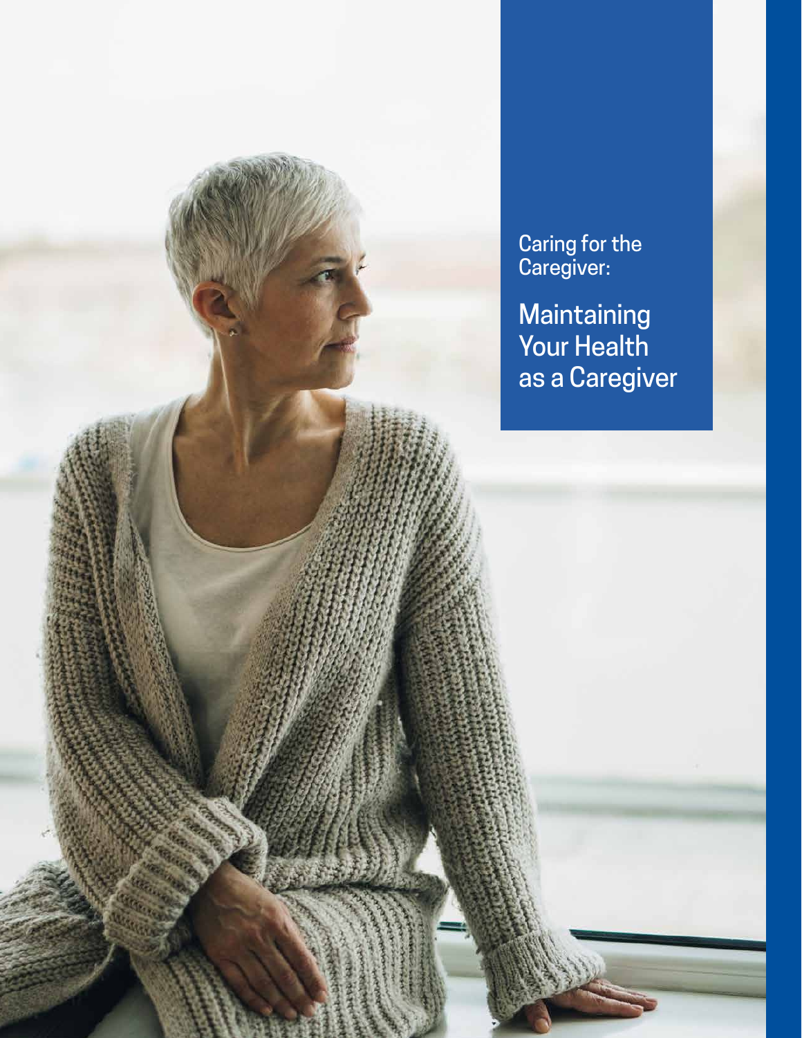Caring for the Caregiver:

# Maintaining Your Health as a Caregiver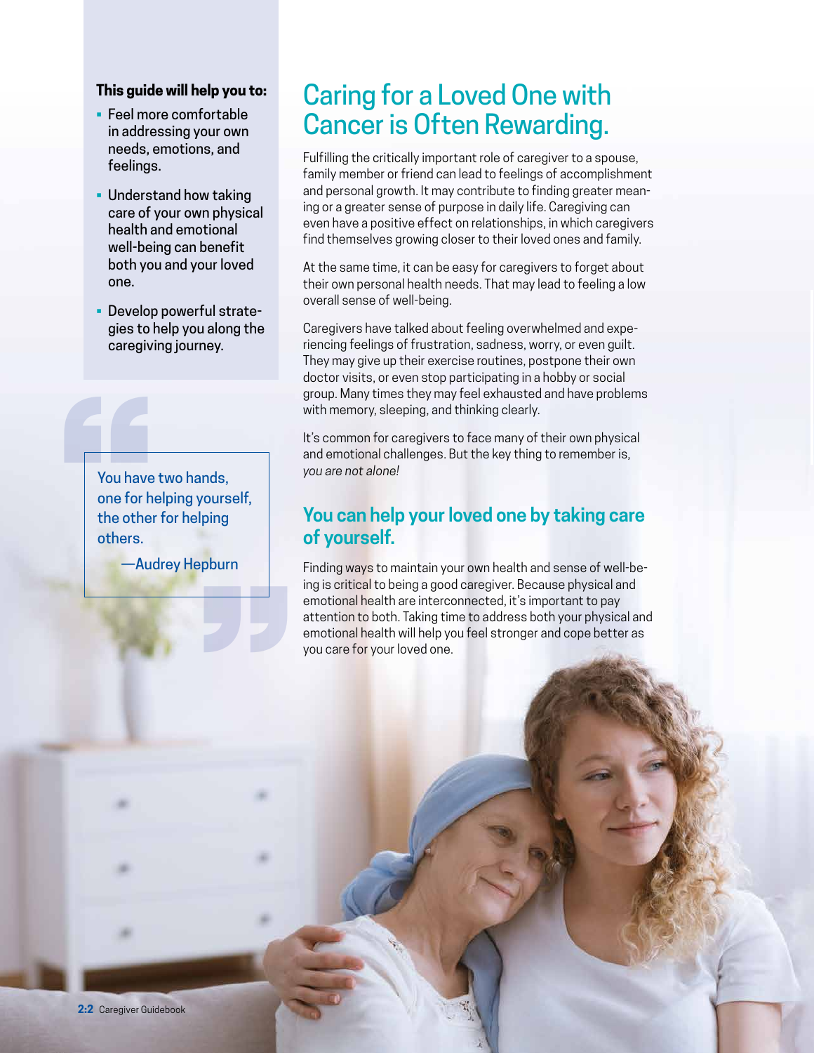**This guide will help you to:**

- Feel more comfortable in addressing your own needs, emotions, and feelings.
- Understand how taking care of your own physical health and emotional well-being can benefit both you and your loved one.
- Develop powerful strategies to help you along the caregiving journey.

> You have two hands, one for helping yourself, the other for helping others.
>
> —Audrey Hepburn

# Caring for a Loved One with Cancer is Often Rewarding.

Fulfilling the critically important role of caregiver to a spouse, family member or friend can lead to feelings of accomplishment and personal growth. It may contribute to finding greater meaning or a greater sense of purpose in daily life. Caregiving can even have a positive effect on relationships, in which caregivers find themselves growing closer to their loved ones and family.

At the same time, it can be easy for caregivers to forget about their own personal health needs. That may lead to feeling a low overall sense of well-being.

Caregivers have talked about feeling overwhelmed and experiencing feelings of frustration, sadness, worry, or even guilt. They may give up their exercise routines, postpone their own doctor visits, or even stop participating in a hobby or social group. Many times they may feel exhausted and have problems with memory, sleeping, and thinking clearly.

It's common for caregivers to face many of their own physical and emotional challenges. But the key thing to remember is, *you are not alone!*

## You can help your loved one by taking care of yourself.

Finding ways to maintain your own health and sense of well-being is critical to being a good caregiver. Because physical and emotional health are interconnected, it's important to pay attention to both. Taking time to address both your physical and emotional health will help you feel stronger and cope better as you care for your loved one.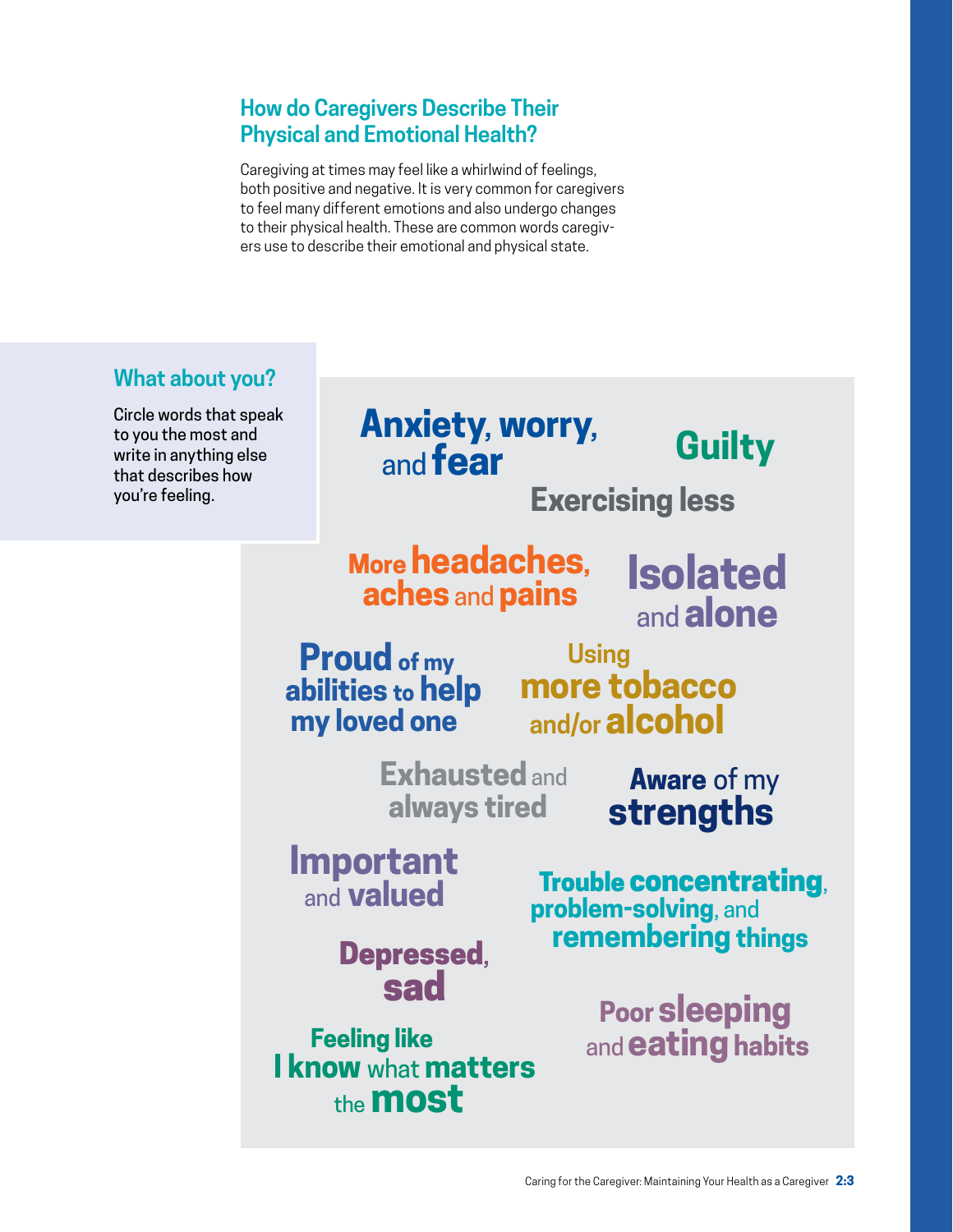## How do Caregivers Describe Their Physical and Emotional Health?

Caregiving at times may feel like a whirlwind of feelings, both positive and negative. It is very common for caregivers to feel many different emotions and also undergo changes to their physical health. These are common words caregivers use to describe their emotional and physical state.

### What about you?

Circle words that speak to you the most and write in anything else that describes how you're feeling.

- **Anxiety, worry,** and **fear**
- **Guilty**
- **Exercising less**
- **More headaches, aches** and **pains**
- **Isolated** and **alone**
- **Proud of my abilities to help my loved one**
- **Using more tobacco and/or alcohol**
- **Exhausted** and **always tired**
- **Aware** of my **strengths**
- **Important** and **valued**
- **Trouble concentrating, problem-solving**, and **remembering things**
- **Depressed, sad**
- **Poor sleeping** and **eating habits**
- **Feeling like I know** what **matters** the **most**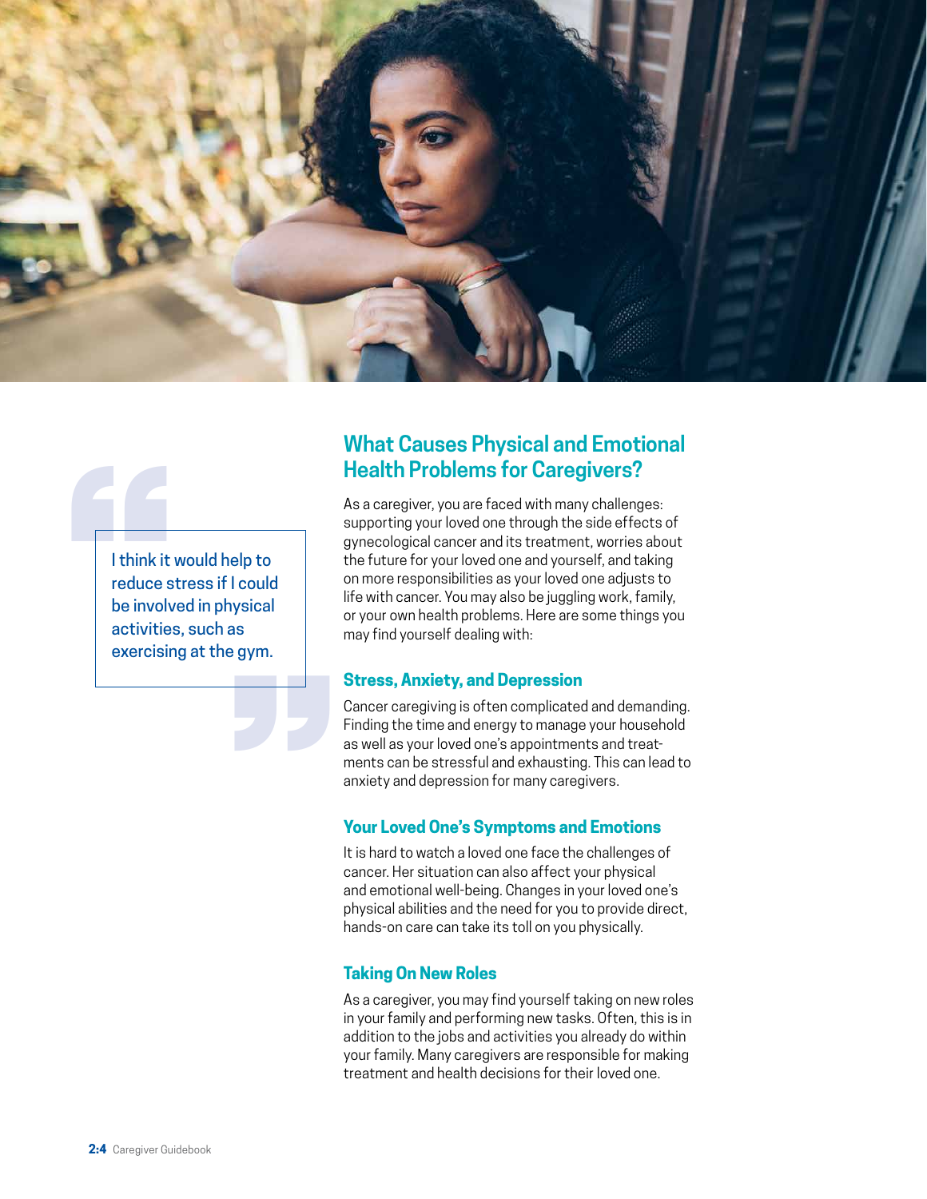> I think it would help to reduce stress if I could be involved in physical activities, such as exercising at the gym.

## What Causes Physical and Emotional Health Problems for Caregivers?

As a caregiver, you are faced with many challenges: supporting your loved one through the side effects of gynecological cancer and its treatment, worries about the future for your loved one and yourself, and taking on more responsibilities as your loved one adjusts to life with cancer. You may also be juggling work, family, or your own health problems. Here are some things you may find yourself dealing with:

### Stress, Anxiety, and Depression

Cancer caregiving is often complicated and demanding. Finding the time and energy to manage your household as well as your loved one's appointments and treatments can be stressful and exhausting. This can lead to anxiety and depression for many caregivers.

### Your Loved One's Symptoms and Emotions

It is hard to watch a loved one face the challenges of cancer. Her situation can also affect your physical and emotional well-being. Changes in your loved one's physical abilities and the need for you to provide direct, hands-on care can take its toll on you physically.

### Taking On New Roles

As a caregiver, you may find yourself taking on new roles in your family and performing new tasks. Often, this is in addition to the jobs and activities you already do within your family. Many caregivers are responsible for making treatment and health decisions for their loved one.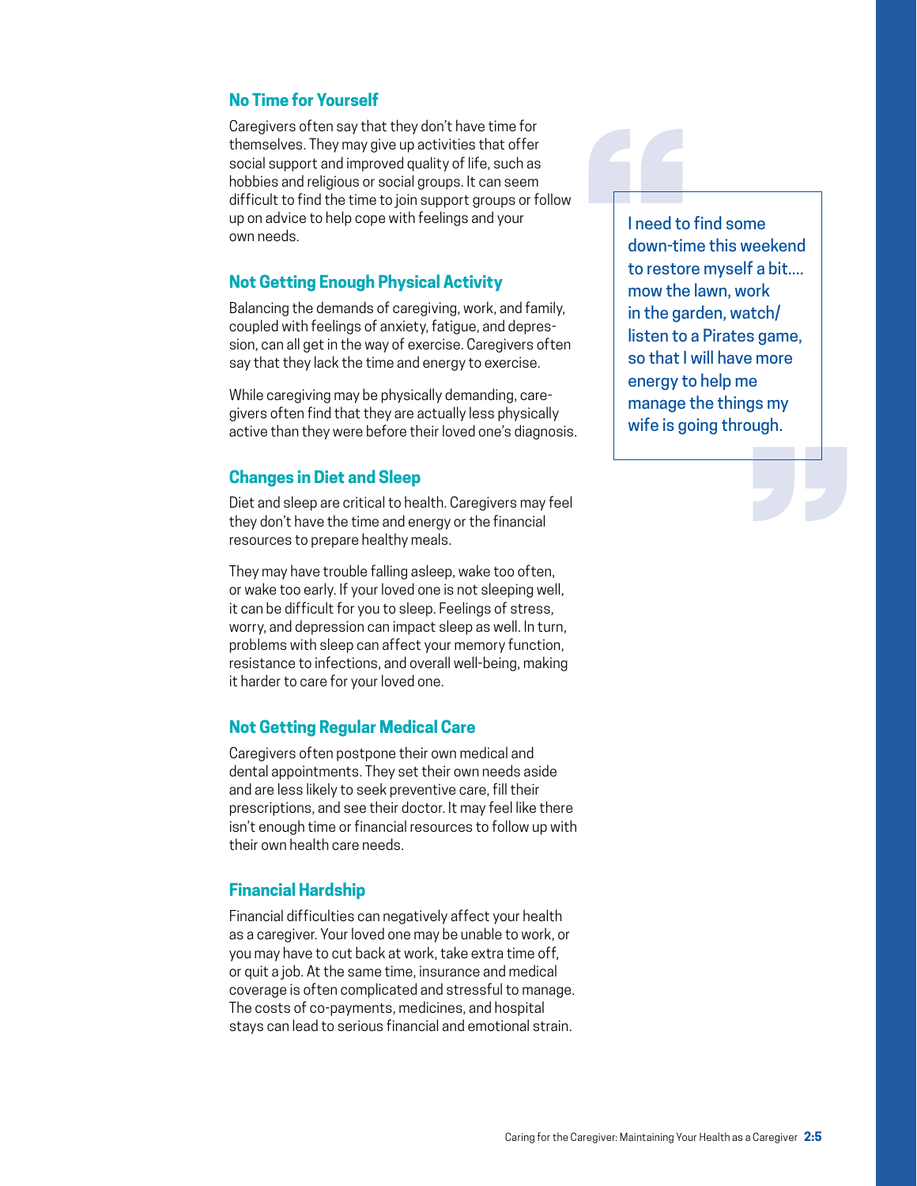### No Time for Yourself

Caregivers often say that they don't have time for themselves. They may give up activities that offer social support and improved quality of life, such as hobbies and religious or social groups. It can seem difficult to find the time to join support groups or follow up on advice to help cope with feelings and your own needs.

> I need to find some down-time this weekend to restore myself a bit.... mow the lawn, work in the garden, watch/listen to a Pirates game, so that I will have more energy to help me manage the things my wife is going through.

### Not Getting Enough Physical Activity

Balancing the demands of caregiving, work, and family, coupled with feelings of anxiety, fatigue, and depression, can all get in the way of exercise. Caregivers often say that they lack the time and energy to exercise.

While caregiving may be physically demanding, caregivers often find that they are actually less physically active than they were before their loved one's diagnosis.

### Changes in Diet and Sleep

Diet and sleep are critical to health. Caregivers may feel they don't have the time and energy or the financial resources to prepare healthy meals.

They may have trouble falling asleep, wake too often, or wake too early. If your loved one is not sleeping well, it can be difficult for you to sleep. Feelings of stress, worry, and depression can impact sleep as well. In turn, problems with sleep can affect your memory function, resistance to infections, and overall well-being, making it harder to care for your loved one.

### Not Getting Regular Medical Care

Caregivers often postpone their own medical and dental appointments. They set their own needs aside and are less likely to seek preventive care, fill their prescriptions, and see their doctor. It may feel like there isn't enough time or financial resources to follow up with their own health care needs.

### Financial Hardship

Financial difficulties can negatively affect your health as a caregiver. Your loved one may be unable to work, or you may have to cut back at work, take extra time off, or quit a job. At the same time, insurance and medical coverage is often complicated and stressful to manage. The costs of co-payments, medicines, and hospital stays can lead to serious financial and emotional strain.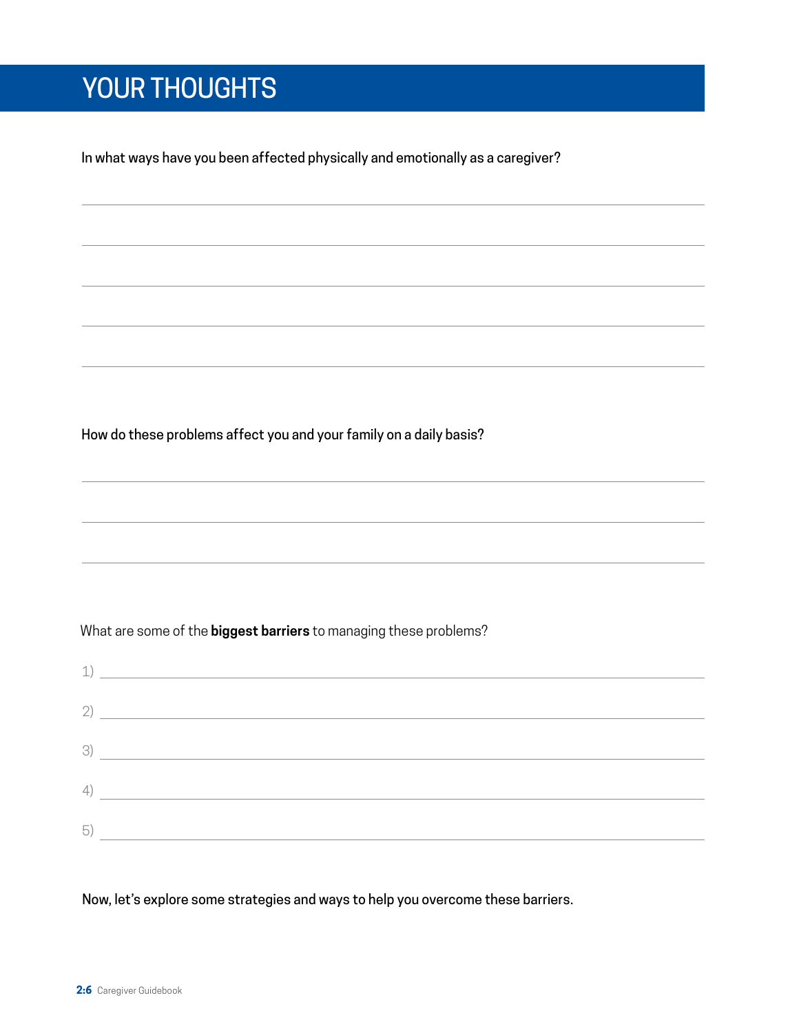# YOUR THOUGHTS

In what ways have you been affected physically and emotionally as a caregiver?

How do these problems affect you and your family on a daily basis?

What are some of the **biggest barriers** to managing these problems?

1)

2)

3)

4)

5)

Now, let's explore some strategies and ways to help you overcome these barriers.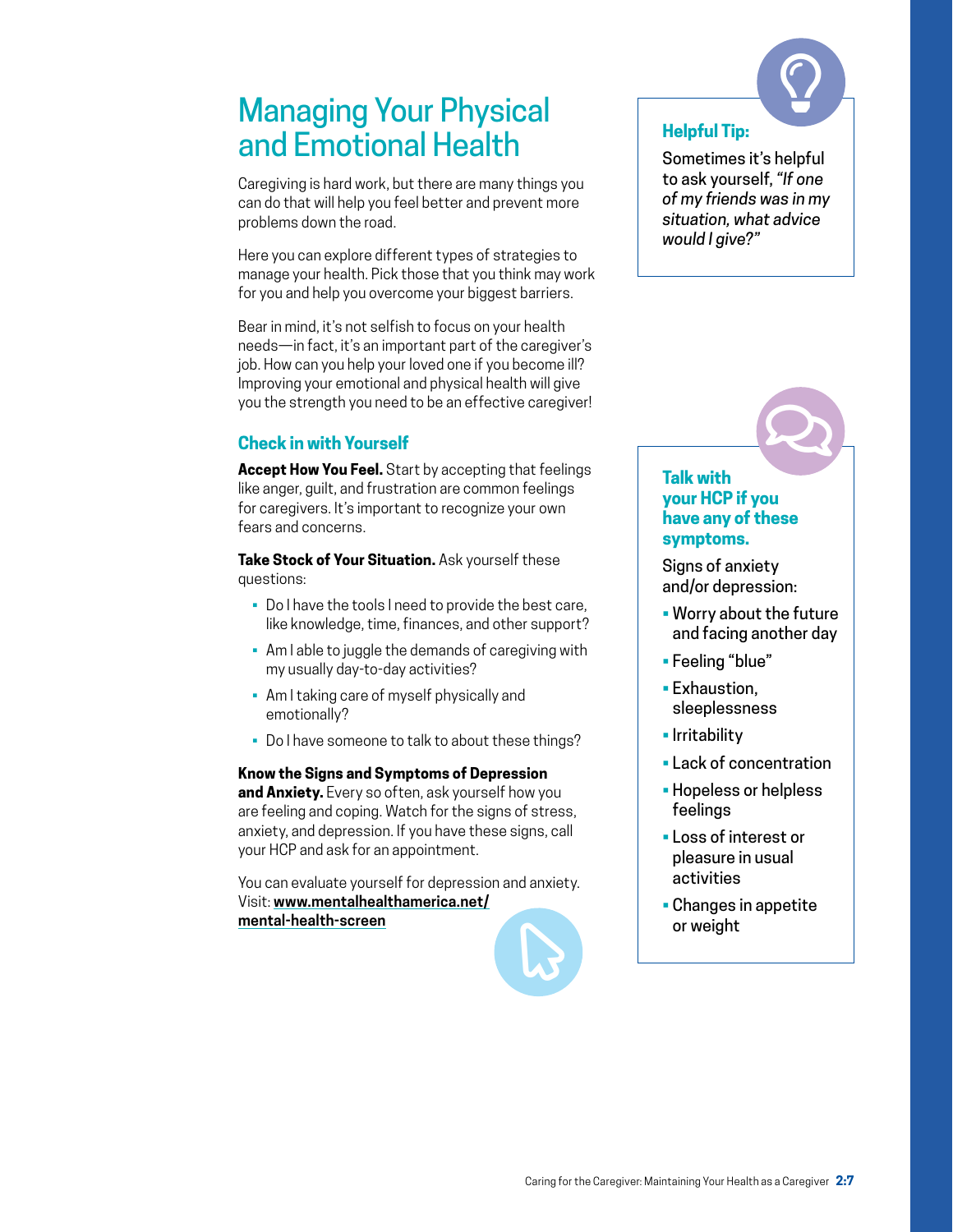# Managing Your Physical and Emotional Health

Caregiving is hard work, but there are many things you can do that will help you feel better and prevent more problems down the road.

Here you can explore different types of strategies to manage your health. Pick those that you think may work for you and help you overcome your biggest barriers.

Bear in mind, it's not selfish to focus on your health needs—in fact, it's an important part of the caregiver's job. How can you help your loved one if you become ill? Improving your emotional and physical health will give you the strength you need to be an effective caregiver!

## Check in with Yourself

**Accept How You Feel.** Start by accepting that feelings like anger, guilt, and frustration are common feelings for caregivers. It's important to recognize your own fears and concerns.

**Take Stock of Your Situation.** Ask yourself these questions:

- Do I have the tools I need to provide the best care, like knowledge, time, finances, and other support?
- Am I able to juggle the demands of caregiving with my usually day-to-day activities?
- Am I taking care of myself physically and emotionally?
- Do I have someone to talk to about these things?

**Know the Signs and Symptoms of Depression and Anxiety.** Every so often, ask yourself how you are feeling and coping. Watch for the signs of stress, anxiety, and depression. If you have these signs, call your HCP and ask for an appointment.

You can evaluate yourself for depression and anxiety. Visit: **www.mentalhealthamerica.net/mental-health-screen**

### Helpful Tip:

Sometimes it's helpful to ask yourself, *"If one of my friends was in my situation, what advice would I give?"*

### Talk with your HCP if you have any of these symptoms.

Signs of anxiety and/or depression:

- Worry about the future and facing another day
- Feeling "blue"
- Exhaustion, sleeplessness
- Irritability
- Lack of concentration
- Hopeless or helpless feelings
- Loss of interest or pleasure in usual activities
- Changes in appetite or weight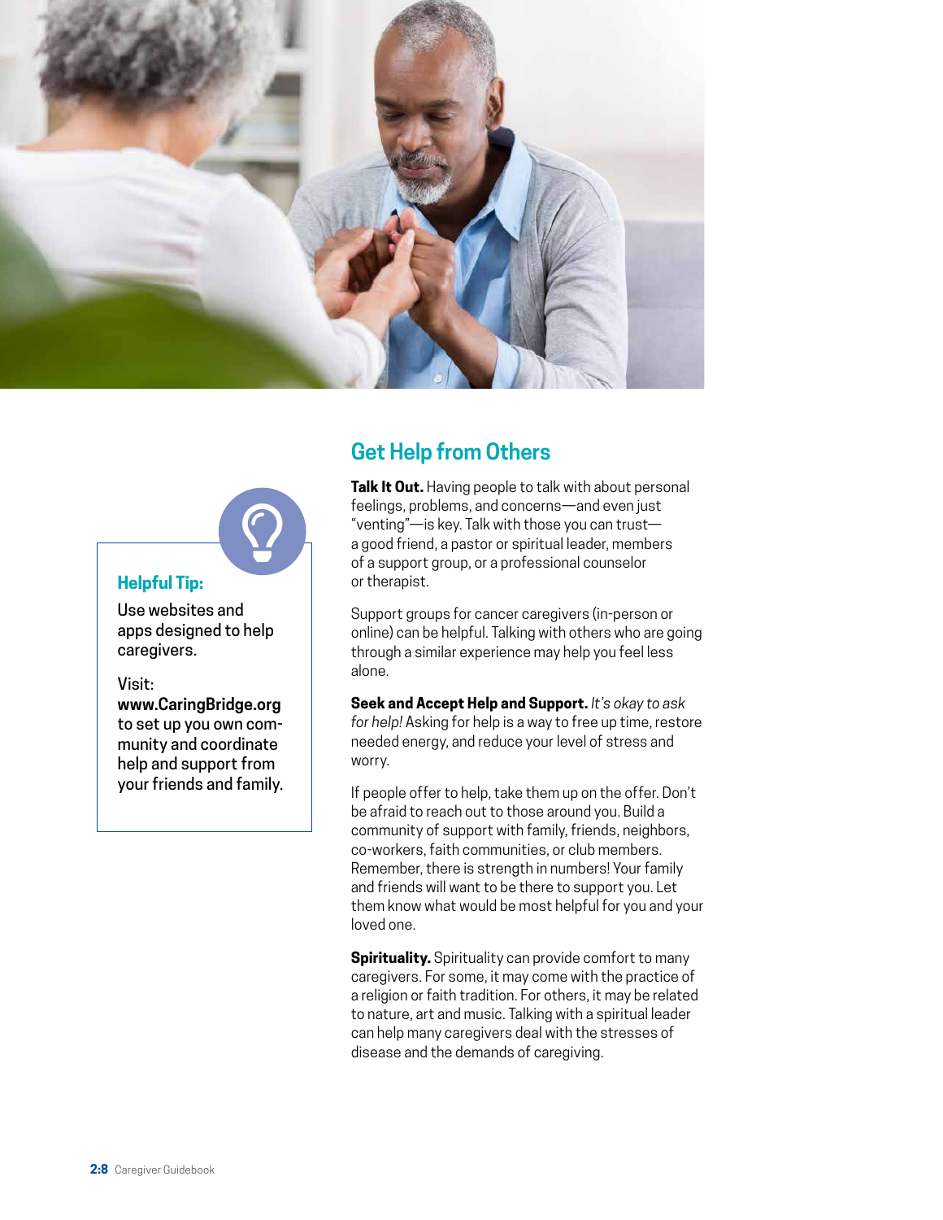## Get Help from Others

**Talk It Out.** Having people to talk with about personal feelings, problems, and concerns—and even just "venting"—is key. Talk with those you can trust—a good friend, a pastor or spiritual leader, members of a support group, or a professional counselor or therapist.

Support groups for cancer caregivers (in-person or online) can be helpful. Talking with others who are going through a similar experience may help you feel less alone.

**Seek and Accept Help and Support.** *It's okay to ask for help!* Asking for help is a way to free up time, restore needed energy, and reduce your level of stress and worry.

If people offer to help, take them up on the offer. Don't be afraid to reach out to those around you. Build a community of support with family, friends, neighbors, co-workers, faith communities, or club members. Remember, there is strength in numbers! Your family and friends will want to be there to support you. Let them know what would be most helpful for you and your loved one.

**Spirituality.** Spirituality can provide comfort to many caregivers. For some, it may come with the practice of a religion or faith tradition. For others, it may be related to nature, art and music. Talking with a spiritual leader can help many caregivers deal with the stresses of disease and the demands of caregiving.

**Helpful Tip:**

Use websites and apps designed to help caregivers.

Visit: **www.CaringBridge.org** to set up you own community and coordinate help and support from your friends and family.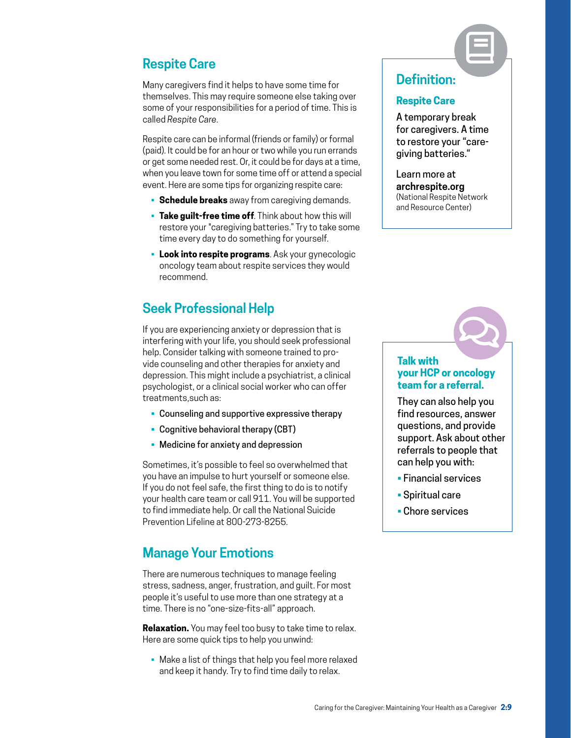## Respite Care

Many caregivers find it helps to have some time for themselves. This may require someone else taking over some of your responsibilities for a period of time. This is called *Respite Care*.

Respite care can be informal (friends or family) or formal (paid). It could be for an hour or two while you run errands or get some needed rest. Or, it could be for days at a time, when you leave town for some time off or attend a special event. Here are some tips for organizing respite care:

- **Schedule breaks** away from caregiving demands.
- **Take guilt-free time off**. Think about how this will restore your "caregiving batteries." Try to take some time every day to do something for yourself.
- **Look into respite programs**. Ask your gynecologic oncology team about respite services they would recommend.

### Definition:

**Respite Care**

A temporary break for caregivers. A time to restore your "care-giving batteries."

Learn more at **archrespite.org** (National Respite Network and Resource Center)

## Seek Professional Help

If you are experiencing anxiety or depression that is interfering with your life, you should seek professional help. Consider talking with someone trained to provide counseling and other therapies for anxiety and depression. This might include a psychiatrist, a clinical psychologist, or a clinical social worker who can offer treatments,such as:

- Counseling and supportive expressive therapy
- Cognitive behavioral therapy (CBT)
- Medicine for anxiety and depression

Sometimes, it's possible to feel so overwhelmed that you have an impulse to hurt yourself or someone else. If you do not feel safe, the first thing to do is to notify your health care team or call 911. You will be supported to find immediate help. Or call the National Suicide Prevention Lifeline at 800-273-8255.

### Talk with your HCP or oncology team for a referral.

They can also help you find resources, answer questions, and provide support. Ask about other referrals to people that can help you with:

- Financial services
- Spiritual care
- Chore services

## Manage Your Emotions

There are numerous techniques to manage feeling stress, sadness, anger, frustration, and guilt. For most people it's useful to use more than one strategy at a time. There is no "one-size-fits-all" approach.

**Relaxation.** You may feel too busy to take time to relax. Here are some quick tips to help you unwind:

- Make a list of things that help you feel more relaxed and keep it handy. Try to find time daily to relax.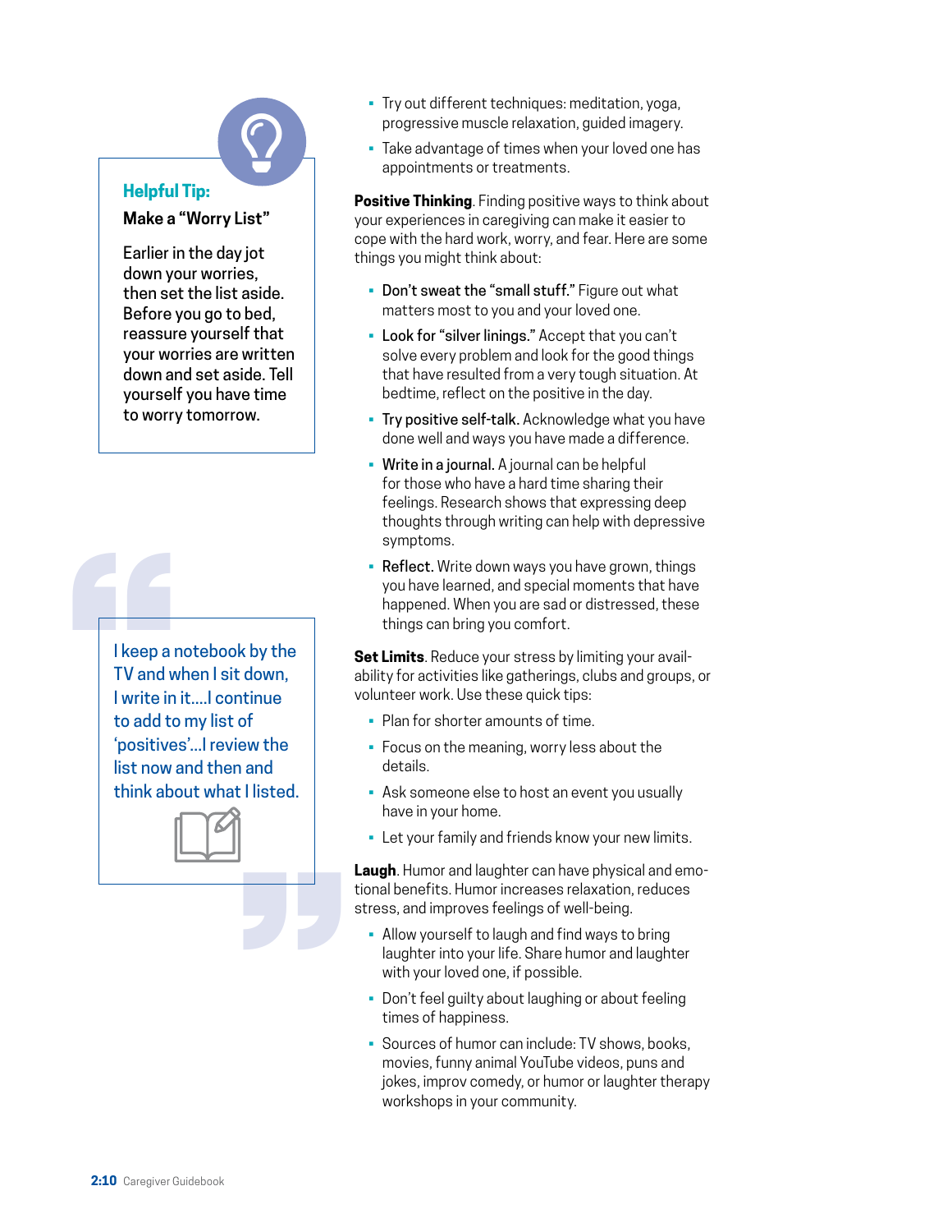**Helpful Tip:**

**Make a "Worry List"**

Earlier in the day jot down your worries, then set the list aside. Before you go to bed, reassure yourself that your worries are written down and set aside. Tell yourself you have time to worry tomorrow.

> I keep a notebook by the TV and when I sit down, I write in it....I continue to add to my list of 'positives'...I review the list now and then and think about what I listed.

- Try out different techniques: meditation, yoga, progressive muscle relaxation, guided imagery.
- Take advantage of times when your loved one has appointments or treatments.

**Positive Thinking**. Finding positive ways to think about your experiences in caregiving can make it easier to cope with the hard work, worry, and fear. Here are some things you might think about:

- Don't sweat the "small stuff." Figure out what matters most to you and your loved one.
- Look for "silver linings." Accept that you can't solve every problem and look for the good things that have resulted from a very tough situation. At bedtime, reflect on the positive in the day.
- Try positive self-talk. Acknowledge what you have done well and ways you have made a difference.
- Write in a journal. A journal can be helpful for those who have a hard time sharing their feelings. Research shows that expressing deep thoughts through writing can help with depressive symptoms.
- Reflect. Write down ways you have grown, things you have learned, and special moments that have happened. When you are sad or distressed, these things can bring you comfort.

**Set Limits**. Reduce your stress by limiting your availability for activities like gatherings, clubs and groups, or volunteer work. Use these quick tips:

- Plan for shorter amounts of time.
- Focus on the meaning, worry less about the details.
- Ask someone else to host an event you usually have in your home.
- Let your family and friends know your new limits.

**Laugh**. Humor and laughter can have physical and emotional benefits. Humor increases relaxation, reduces stress, and improves feelings of well-being.

- Allow yourself to laugh and find ways to bring laughter into your life. Share humor and laughter with your loved one, if possible.
- Don't feel guilty about laughing or about feeling times of happiness.
- Sources of humor can include: TV shows, books, movies, funny animal YouTube videos, puns and jokes, improv comedy, or humor or laughter therapy workshops in your community.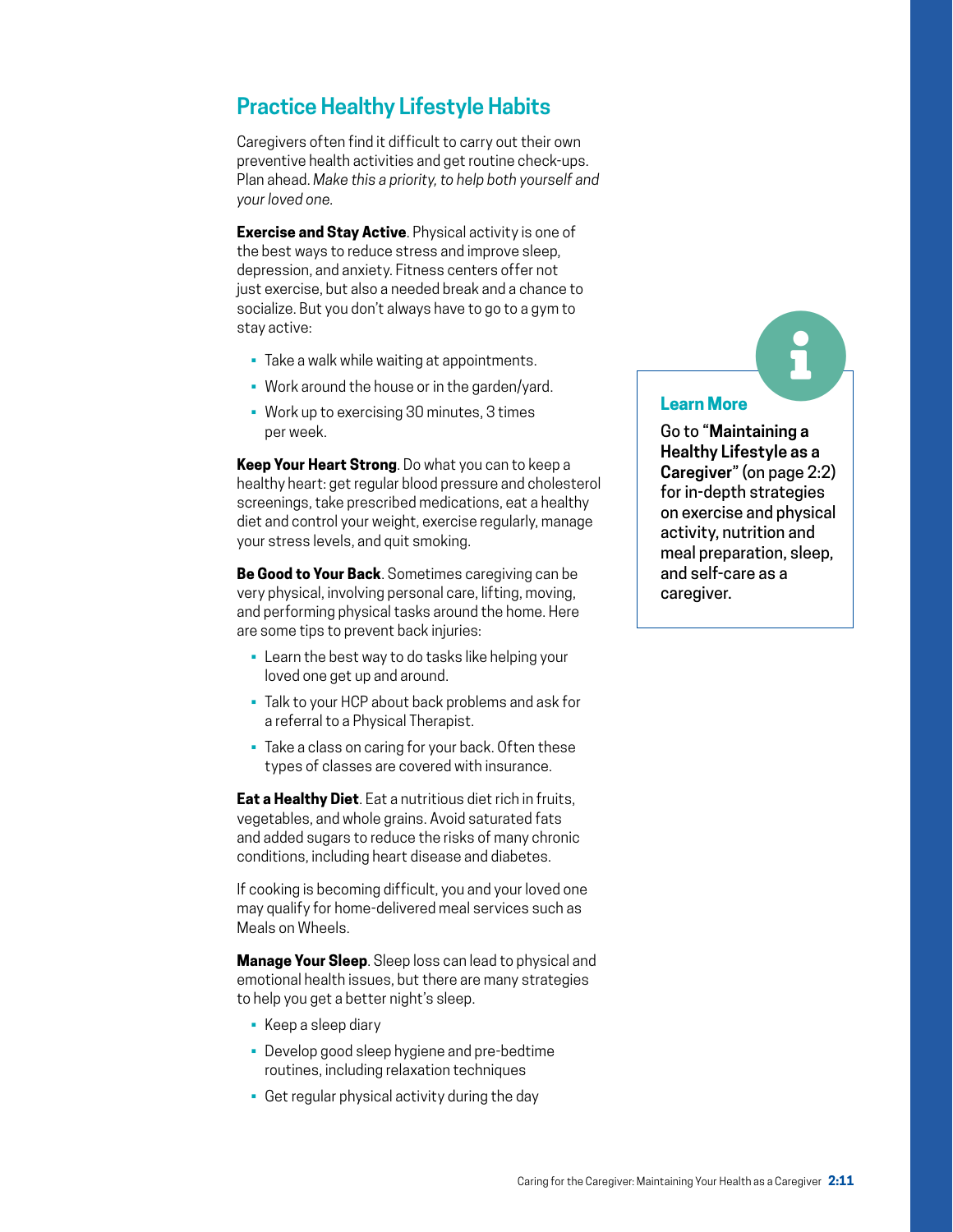## Practice Healthy Lifestyle Habits

Caregivers often find it difficult to carry out their own preventive health activities and get routine check-ups. Plan ahead. *Make this a priority, to help both yourself and your loved one.*

**Exercise and Stay Active**. Physical activity is one of the best ways to reduce stress and improve sleep, depression, and anxiety. Fitness centers offer not just exercise, but also a needed break and a chance to socialize. But you don't always have to go to a gym to stay active:

- Take a walk while waiting at appointments.
- Work around the house or in the garden/yard.
- Work up to exercising 30 minutes, 3 times per week.

**Keep Your Heart Strong**. Do what you can to keep a healthy heart: get regular blood pressure and cholesterol screenings, take prescribed medications, eat a healthy diet and control your weight, exercise regularly, manage your stress levels, and quit smoking.

**Be Good to Your Back**. Sometimes caregiving can be very physical, involving personal care, lifting, moving, and performing physical tasks around the home. Here are some tips to prevent back injuries:

- Learn the best way to do tasks like helping your loved one get up and around.
- Talk to your HCP about back problems and ask for a referral to a Physical Therapist.
- Take a class on caring for your back. Often these types of classes are covered with insurance.

**Eat a Healthy Diet**. Eat a nutritious diet rich in fruits, vegetables, and whole grains. Avoid saturated fats and added sugars to reduce the risks of many chronic conditions, including heart disease and diabetes.

If cooking is becoming difficult, you and your loved one may qualify for home-delivered meal services such as Meals on Wheels.

**Manage Your Sleep**. Sleep loss can lead to physical and emotional health issues, but there are many strategies to help you get a better night's sleep.

- Keep a sleep diary
- Develop good sleep hygiene and pre-bedtime routines, including relaxation techniques
- Get regular physical activity during the day

### Learn More

Go to "**Maintaining a Healthy Lifestyle as a Caregiver**" (on page 2:2) for in-depth strategies on exercise and physical activity, nutrition and meal preparation, sleep, and self-care as a caregiver.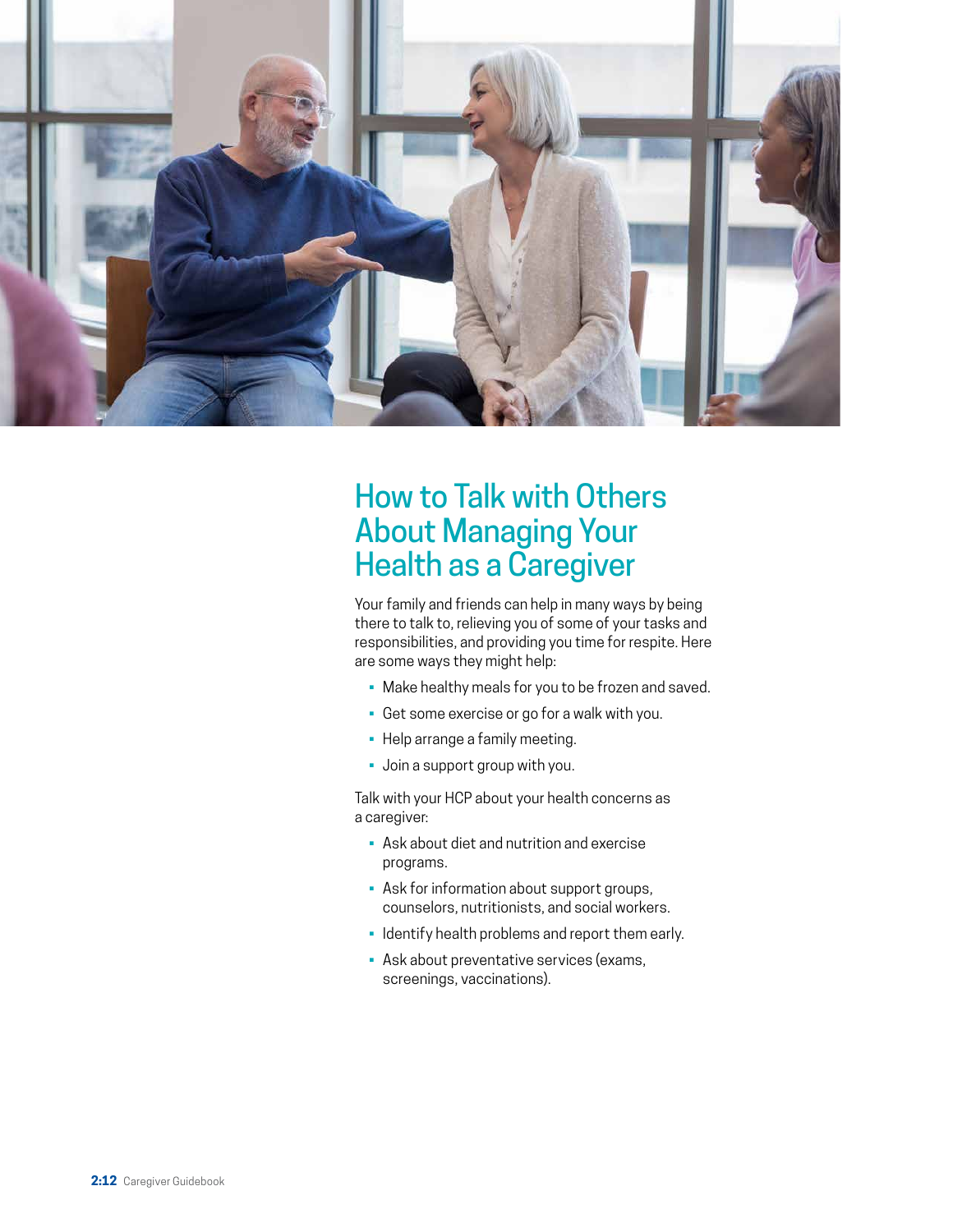# How to Talk with Others About Managing Your Health as a Caregiver

Your family and friends can help in many ways by being there to talk to, relieving you of some of your tasks and responsibilities, and providing you time for respite. Here are some ways they might help:

- Make healthy meals for you to be frozen and saved.
- Get some exercise or go for a walk with you.
- Help arrange a family meeting.
- Join a support group with you.

Talk with your HCP about your health concerns as a caregiver:

- Ask about diet and nutrition and exercise programs.
- Ask for information about support groups, counselors, nutritionists, and social workers.
- Identify health problems and report them early.
- Ask about preventative services (exams, screenings, vaccinations).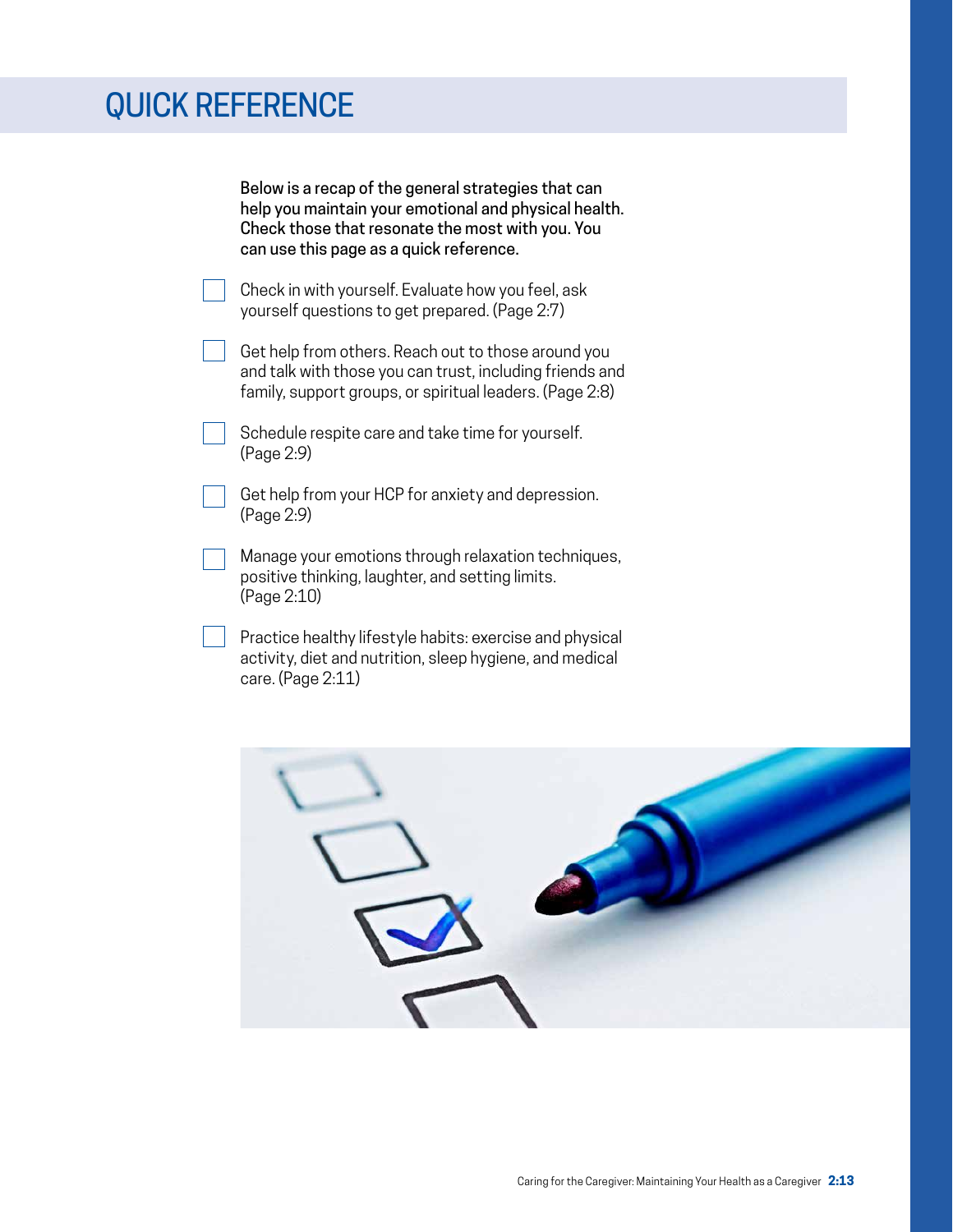# QUICK REFERENCE

**Below is a recap of the general strategies that can help you maintain your emotional and physical health. Check those that resonate the most with you. You can use this page as a quick reference.**

- [ ] Check in with yourself. Evaluate how you feel, ask yourself questions to get prepared. (Page 2:7)
- [ ] Get help from others. Reach out to those around you and talk with those you can trust, including friends and family, support groups, or spiritual leaders. (Page 2:8)
- [ ] Schedule respite care and take time for yourself. (Page 2:9)
- [ ] Get help from your HCP for anxiety and depression. (Page 2:9)
- [ ] Manage your emotions through relaxation techniques, positive thinking, laughter, and setting limits. (Page 2:10)
- [ ] Practice healthy lifestyle habits: exercise and physical activity, diet and nutrition, sleep hygiene, and medical care. (Page 2:11)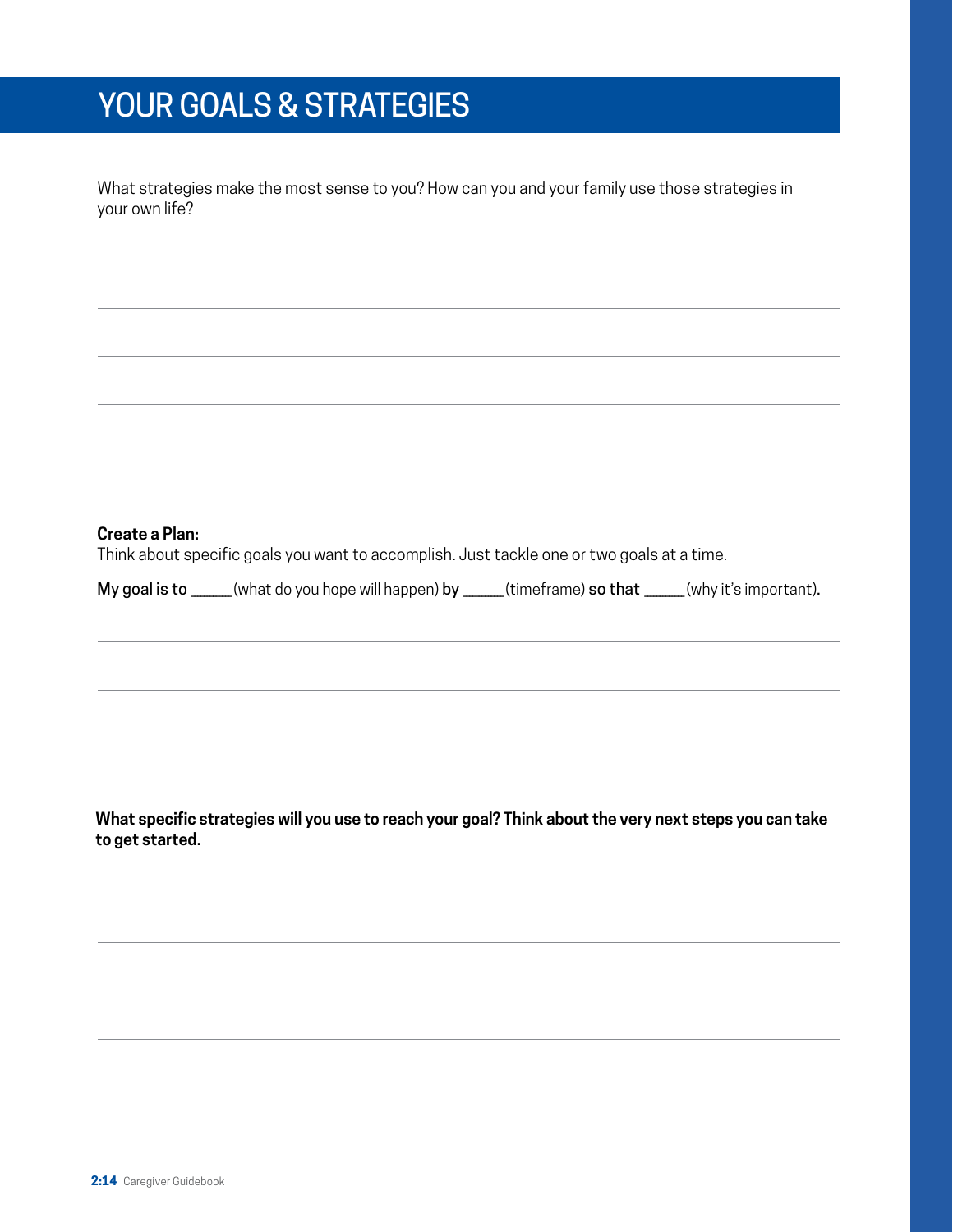# YOUR GOALS & STRATEGIES

What strategies make the most sense to you? How can you and your family use those strategies in your own life?

**Create a Plan:**

Think about specific goals you want to accomplish. Just tackle one or two goals at a time.

**My goal is to** _____ (what do you hope will happen) **by** _____ (timeframe) **so that** _____ (why it's important).

**What specific strategies will you use to reach your goal? Think about the very next steps you can take to get started.**